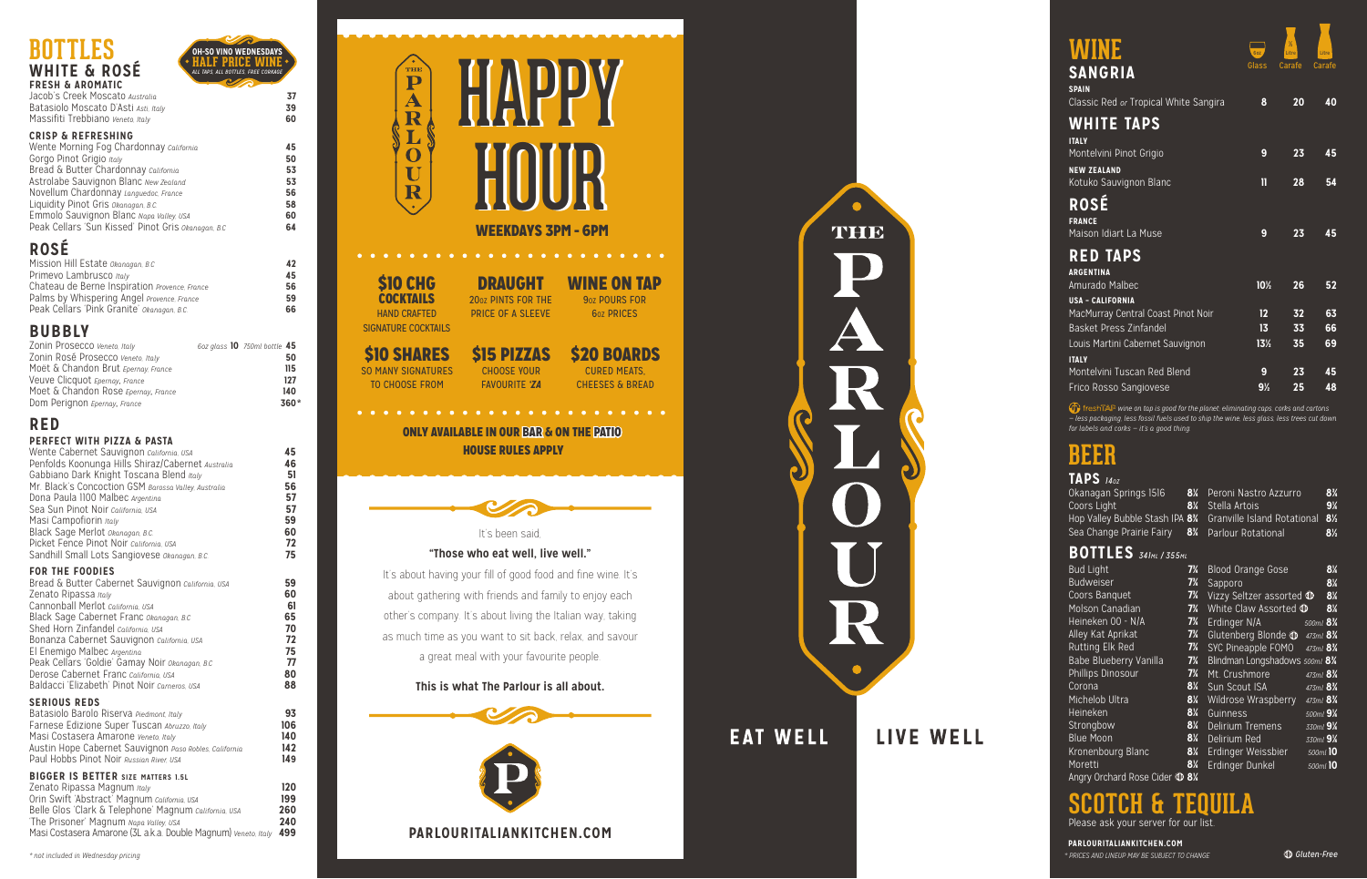# BOTTLES

## WHITE & ROSÉ

**OH-SO VINO WEDNESDAYS** HALF PRICE WINE ALL TAPS, ALL BOTTLES, FREE CORKAGE

### FRESH & AROMATIC

| | |
|---|---|
| Jacob's Creek Moscato *Australia* | 37 |
| Batasiolo Moscato D'Asti *Asti, Italy* | 39 |
| Massifiti Trebbiano *Veneto, Italy* | 60 |

### CRISP & REFRESHING

| | |
|---|---|
| Wente Morning Fog Chardonnay *California* | 45 |
| Gorgo Pinot Grigio *Italy* | 50 |
| Bread & Butter Chardonnay *California* | 53 |
| Astrolabe Sauvignon Blanc *New Zealand* | 53 |
| Novellum Chardonnay *Languedoc, France* | 56 |
| Liquidity Pinot Gris *Okanagan, B.C* | 58 |
| Emmolo Sauvignon Blanc *Napa Valley, USA* | 60 |
| Peak Cellars 'Sun Kissed' Pinot Gris *Okanagan, B.C* | 64 |

## ROSÉ

| | |
|---|---|
| Mission Hill Estate *Okanagan, B.C* | 42 |
| Primevo Lambrusco *Italy* | 45 |
| Chateau de Berne Inspiration *Provence, France* | 56 |
| Palms by Whispering Angel *Provence, France* | 59 |
| Peak Cellars 'Pink Granite' *Okanagan, B.C.* | 66 |

## BUBBLY

| | |
|---|---|
| Zonin Prosecco *Veneto, Italy* — 6oz glass **10** 750ml bottle | 45 |
| Zonin Rosé Prosecco *Veneto, Italy* | 50 |
| Moet & Chandon Brut *Epernay, France* | 115 |
| Veuve Clicquot *Epernay, France* | 127 |
| Moet & Chandon Rose *Epernay, France* | 140 |
| Dom Perignon *Epernay, France* | 360* |

## RED

### PERFECT WITH PIZZA & PASTA

| | |
|---|---|
| Wente Cabernet Sauvignon *California, USA* | 45 |
| Penfolds Koonunga Hills Shiraz/Cabernet *Australia* | 46 |
| Gabbiano Dark Knight Toscana Blend *Italy* | 51 |
| Mr. Black's Concoction GSM *Barossa Valley, Australia* | 56 |
| Dona Paula 1100 Malbec *Argentina* | 57 |
| Sea Sun Pinot Noir *California, USA* | 57 |
| Masi Campofiorin *Italy* | 59 |
| Black Sage Merlot *Okanagan, B.C* | 60 |
| Picket Fence Pinot Noir *California, USA* | 72 |
| Sandhill Small Lots Sangiovese *Okanagan, B.C* | 75 |

### FOR THE FOODIES

| | |
|---|---|
| Bread & Butter Cabernet Sauvignon *California, USA* | 59 |
| Zenato Ripassa *Italy* | 60 |
| Cannonball Merlot *California, USA* | 61 |
| Black Sage Cabernet Franc *Okanagan, B.C* | 65 |
| Shed Horn Zinfandel *California, USA* | 70 |
| Bonanza Cabernet Sauvignon *California, USA* | 72 |
| El Enemigo Malbec *Argentina* | 75 |
| Peak Cellars 'Goldie' Gamay Noir *Okanagan, B.C* | 77 |
| Derose Cabernet Franc *California, USA* | 80 |
| Baldacci 'Elizabeth' Pinot Noir *Carneros, USA* | 88 |

### SERIOUS REDS

| | |
|---|---|
| Batasiolo Barolo Riserva *Piedmont, Italy* | 93 |
| Farnese Edizione Super Tuscan *Abruzzo, Italy* | 106 |
| Masi Costasera Amarone *Veneto, Italy* | 140 |
| Austin Hope Cabernet Sauvignon *Paso Robles, California* | 142 |
| Paul Hobbs Pinot Noir *Russian River, USA* | 149 |

### BIGGER IS BETTER *SIZE MATTERS 1.5L*

| | |
|---|---|
| Zenato Ripassa Magnum *Italy* | 120 |
| Orin Swift 'Abstract' Magnum *California, USA* | 199 |
| Belle Glos 'Clark & Telephone' Magnum *California, USA* | 260 |
| 'The Prisoner' Magnum *Napa Valley, USA* | 240 |
| Masi Costasera Amarone (3L a.k.a. Double Magnum) *Veneto, Italy* | 499 |

*\* not included in Wednesday pricing*

# THE PARLOUR HAPPY HOUR

**WEEKDAYS 3PM - 6PM**

**$10 CHG COCKTAILS**
HAND CRAFTED SIGNATURE COCKTAILS

**DRAUGHT**
20oz PINTS FOR THE PRICE OF A SLEEVE

**WINE ON TAP**
9oz POURS FOR 6oz PRICES

**$10 SHARES**
SO MANY SIGNATURES TO CHOOSE FROM

**$15 PIZZAS**
CHOOSE YOUR FAVOURITE 'ZA

**$20 BOARDS**
CURED MEATS, CHEESES & BREAD

**ONLY AVAILABLE IN OUR BAR & ON THE PATIO**
**HOUSE RULES APPLY**

It's been said,

**"Those who eat well, live well."**

It's about having your fill of good food and fine wine. It's about gathering with friends and family to enjoy each other's company. It's about living the Italian way, taking as much time as you want to sit back, relax, and savour a great meal with your favourite people.

**This is what The Parlour is all about.**

**PARLOURITALIANKITCHEN.COM**

THE PARLOUR

**EAT WELL LIVE WELL**

# WINE

## SANGRIA

| | Glass | ½ Litre Carafe | Litre Carafe |
|---|---|---|---|
| **SPAIN** | | | |
| Classic Red *or* Tropical White Sangira | 8 | 20 | 40 |

## WHITE TAPS

| | Glass | ½ Litre Carafe | Litre Carafe |
|---|---|---|---|
| **ITALY** | | | |
| Montelvini Pinot Grigio | 9 | 23 | 45 |
| **NEW ZEALAND** | | | |
| Kotuko Sauvignon Blanc | 11 | 28 | 54 |

## ROSÉ

| | Glass | ½ Litre Carafe | Litre Carafe |
|---|---|---|---|
| **FRANCE** | | | |
| Maison Idiart La Muse | 9 | 23 | 45 |

## RED TAPS

| | Glass | ½ Litre Carafe | Litre Carafe |
|---|---|---|---|
| **ARGENTINA** | | | |
| Amurado Malbec | 10½ | 26 | 52 |
| **USA - CALIFORNIA** | | | |
| MacMurray Central Coast Pinot Noir | 12 | 32 | 63 |
| Basket Press Zinfandel | 13 | 33 | 66 |
| Louis Martini Cabernet Sauvignon | 13½ | 35 | 69 |
| **ITALY** | | | |
| Montelvini Tuscan Red Blend | 9 | 23 | 45 |
| Frico Rosso Sangiovese | 9½ | 25 | 48 |

*freshTAP wine on tap is good for the planet: eliminating caps, corks and cartons – less packaging, less fossil fuels used to ship the wine, less glass, less trees cut down for labels and corks – it's a good thing.*

# BEER

## TAPS *14oz*

| | | | |
|---|---|---|---|
| Okanagan Springs 1516 | 8¼ | Peroni Nastro Azzurro | 8¾ |
| Coors Light | 8¼ | Stella Artois | 9¼ |
| Hop Valley Bubble Stash IPA | 8¾ | Granville Island Rotational | 8½ |
| Sea Change Prairie Fairy | 8¾ | Parlour Rotational | 8½ |

## BOTTLES *341ml / 355ml*

| | | | |
|---|---|---|---|
| Bud Light | 7¾ | Blood Orange Gose | 8¾ |
| Budweiser | 7¾ | Sapporo | 8¾ |
| Coors Banquet | 7¾ | Vizzy Seltzer assorted (GF) | 8¾ |
| Molson Canadian | 7¾ | White Claw Assorted (GF) | 8¾ |
| Heineken 00 - N/A | 7¾ | Erdinger N/A *500ml* | 8¾ |
| Alley Kat Aprikat | 7¾ | Glutenberg Blonde (GF) *473ml* | 8¾ |
| Rutting Elk Red | 7¾ | SYC Pineapple FOMO *473ml* | 8¾ |
| Babe Blueberry Vanilla | 7¾ | Blindman Longshadows *500ml* | 8¾ |
| Phillips Dinosour | 7¾ | Mt. Crushmore *473ml* | 8¾ |
| Corona | 8¼ | Sun Scout ISA *473ml* | 8¾ |
| Michelob Ultra | 8¼ | Wildrose Wraspberry *473ml* | 8¾ |
| Heineken | 8¼ | Guinness *500ml* | 9¼ |
| Strongbow | 8¼ | Delirium Tremens *330ml* | 9¾ |
| Blue Moon | 8¼ | Delirium Red *330ml* | 9¾ |
| Kronenbourg Blanc | 8¼ | Erdinger Weissbier *500ml* | 10 |
| Moretti | 8¼ | Erdinger Dunkel *500ml* | 10 |
| Angry Orchard Rose Cider (GF) | 8¼ | | |

# SCOTCH & TEQUILA

Please ask your server for our list.

**PARLOURITALIANKITCHEN.COM**

*\* PRICES AND LINEUP MAY BE SUBJECT TO CHANGE*

*(GF) Gluten-Free*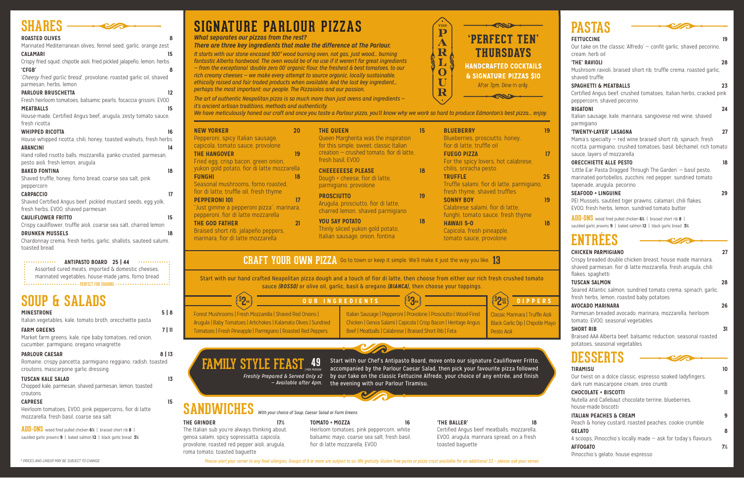## SHARES

**ROASTED OLIVES** 8
Marinated Mediterranean olives, fennel seed, garlic, orange zest

**CALAMARI** 15
Crispy fried squid, chipotle aioli, fried pickled jalapeño, lemon, herbs

**'CFGB'** 8
'Cheesy fried garlic bread', provolone, roasted garlic oil, shaved parmesan, herbs, lemon

**PARLOUR BRUSCHETTA** 12
Fresh heirloom tomatoes, balsamic pearls, focaccia grissini, EVOO

**MEATBALLS** 15
House-made, Certified Angus beef, arugula, zesty tomato sauce, fresh ricotta

**WHIPPED RICOTTA** 16
House whipped ricotta, chili, honey, toasted walnuts, fresh herbs

**ARANCINI** 14
Hand rolled risotto balls, mozzarella, panko crusted, parmesan, pesto aioli, fresh lemon, arugula

**BAKED FONTINA** 18
Shaved truffle, honey, forno bread, coarse sea salt, pink peppercorn

**CARPACCIO** 17
Shaved Certified Angus beef, pickled mustard seeds, egg yolk, fresh herbs, EVOO, shaved parmesan

**CAULIFLOWER FRITTO** 15
Crispy cauliflower, truffle aioli, coarse sea salt, charred lemon

**DRUNKEN MUSSELS** 18
Chardonnay crema, fresh herbs, garlic, shallots, sauteed salumi, toasted bread

**ANTIPASTO BOARD 25 | 44**
Assorted cured meats, imported & domestic cheeses, marinated vegetables, house-made jams, forno bread
PERFECT FOR SHARING

## SOUP & SALADS

**MINESTRONE** 5 | 8
Italian vegetables, kale, tomato broth, orecchiette pasta

**FARM GREENS** 7 | 11
Market farm greens, kale, ripe baby tomatoes, red onion, cucumber, parmigiano, oregano vinaigrette

**PARLOUR CAESAR** 8 | 13
Romaine, crispy pancetta, parmigiano reggiano, radish, toasted croutons, mascarpone garlic dressing

**TUSCAN KALE SALAD** 13
Chopped kale, parmesan, shaved parmesan, lemon, toasted croutons

**CAPRESE** 15
Heirloom tomatoes, EVOO, pink peppercorns, fior di latte mozzarella, fresh basil, coarse sea salt

**ADD-ONS** wood fired pulled chicken 6½ | braised short rib 8 | sautéed garlic prawns 9 | baked salmon 12 | black garlic bread 3½

## SIGNATURE PARLOUR PIZZAS

***What separates our pizzas from the rest?***
***There are three key ingredients that make the difference at The Parlour.***

*It starts with our stone encased 900° wood burning oven, not gas, just wood... burning fantastic Alberta hardwood. The oven would be of no use if it weren't for great ingredients – from the exceptional 'double zero 00' organic flour, the freshest & best tomatoes, to our rich creamy cheeses – we make every attempt to source organic, locally sustainable, ethically raised and fair traded products when available. And the last key ingredient... perhaps the most important: our people. The Pizzaiolos and our passion.*

*The art of authentic Neapolitan pizza is so much more than just ovens and ingredients – it's ancient artisan traditions, methods and authenticity.*
*We have meticulously honed our craft and once you taste a Parlour pizza, you'll know why we work so hard to produce Edmonton's best pizza... enjoy.*

THE PARLOUR

### 'PERFECT TEN' THURSDAYS
**HANDCRAFTED COCKTAILS & SIGNATURE PIZZAS $10**
After 7pm. Dine-In only.

**NEW YORKER** 20
Pepperoni, spicy Italian sausage, capicola, tomato sauce, provolone

**THE HANGOVER** 19
Fried egg, crisp bacon, green onion, yukon gold potato, fior di latte mozzarella

**FUNGHI** 18
Seasonal mushrooms, forno roasted, fior di latte, truffle oil, fresh thyme

**PEPPERONI 101** 17
"Just gimme a pepperoni pizza", marinara, pepperoni, fior di latte mozzarella

**THE GOD FATHER** 21
Braised short rib, jalapeño peppers, marinara, fior di latte mozzarella

**THE QUEEN** 15
Queen Margherita was the inspiration for this simple, sweet, classic Italian creation – crushed tomato, fior di latte, fresh basil, EVOO

**CHEEEEEESE PLEASE** 18
Dough + cheese, fior di latte, parmigiano, provolone

**PROSCIUTTO** 19
Arugula, prosciutto, fior di latte, charred lemon, shaved parmigiano

**YOU SAY POTATO** 18
Thinly sliced yukon gold potato, Italian sausage, onion, fontina

**BLUEBERRY** 19
Blueberries, prosciutto, honey, fior di latte, truffle oil

**FUEGO PIZZA** 17
For the spicy lovers, hot calabrese, chilis, sriracha pesto

**TRUFFLE** 25
Truffle salami, fior di latte, parmigiano, fresh thyme, shaved truffles

**SONNY BOY** 19
Calabrese salami, fior di latte, funghi, tomato sauce, fresh thyme

**HAWAII 5-0** 18
Capicola, fresh pineapple, tomato sauce, provolone

## CRAFT YOUR OWN PIZZA
Go to town or keep it simple. We'll make it just the way you like. **13**

Start with our hand crafted Neapolitan pizza dough and a touch of fior di latte, then choose from either our rich fresh crushed tomato sauce ***(ROSSO)*** or olive oil, garlic, basil & oregano ***(BIANCA)***, then choose your toppings.

**OUR INGREDIENTS**

**$2 ea:** Forest Mushrooms | Fresh Mozzarella | Shaved Red Onions | Arugula | Baby Tomatoes | Artichokes | Kalamata Olives | Sundried Tomatoes | Fresh Pineapple | Parmigiano | Roasted Red Peppers

**$3 ea:** Italian Sausage | Pepperoni | Provolone | Prosciutto | Wood-Fired Chicken | Genoa Salami | Capicola | Crisp Bacon | Heritage Angus Beef | Meatballs | Calabrese | Braised Short Rib | Feta

**DIPPERS $2 ea:** Classic Marinara | Truffle Aioli | Black Garlic Dip | Chipotle Mayo | Pesto Aioli

## FAMILY STYLE FEAST 49 | PER PERSON
*Freshly Prepared & Served Only x2 – Available after 4pm.*

Start with our Chef's Antipasto Board, move onto our signature Cauliflower Fritto, accompanied by the Parlour Caesar Salad, then pick your favourite pizza followed by our take on the classic Fettucine Alfredo, your choice of any entrée, and finish the evening with our Parlour Tiramisu.

## SANDWICHES
*With your choice of Soup, Caesar Salad or Farm Greens*

**THE GRINDER** 17½
The Italian sub you're always thinking about, genoa salami, spicy sopressatta, capicola, provolone, roasted red pepper aioli, arugula, roma tomato, toasted baguette

**TOMATO + MOZZA** 16
Heirloom tomatoes, pink peppercorn, white balsamic mayo, coarse sea salt, fresh basil, fior di latte mozzarella, EVOO

**'THE BALLER'** 18
Certified Angus beef meatballs, mozzarella, EVOO, arugula, marinara spread, on a fresh toasted baguette

## PASTAS

**FETTUCCINE** 19
Our take on the classic 'Alfredo' – confit garlic, shaved pecorino, cream, herb oil

**'THE' RAVIOLI** 28
Mushroom ravioli, braised short rib, truffle crema, roasted garlic, shaved truffle

**SPAGHETTI & MEATBALLS** 23
Certified Angus beef, crushed tomatoes, Italian herbs, cracked pink peppercorn, shaved pecorino

**RIGATONI** 24
Italian sausage, kale, marinara, sangiovese red wine, shaved parmigiano

**'TWENTY-LAYER' LASAGNA** 27
Mama's specialty – red wine braised short rib, spinach, fresh ricotta, parmigiano, crushed tomatoes, basil, béchamel, rich tomato sauce, layers of mozzarella

**ORECCHIETTE ALLE PESTO** 18
'Little Ear Pasta Dragged Through The Garden' – basil pesto, marinated portobellos, zucchini, red pepper, sundried tomato tapenade, arugula, pecorino

**SEAFOOD + LINGUINE** 29
PEI Mussels, sautéed tiger prawns, calamari, chili flakes, EVOO, fresh herbs, lemon, sundried tomato butter

**ADD-ONS** wood fired pulled chicken 6½ | braised short rib 8 | sautéed garlic prawns 9 | baked salmon 12 | black garlic bread 3½

## ENTRÉES

**CHICKEN PARMIGIANO** 27
Crispy breaded double chicken breast, house made marinara, shaved parmesan, fior di latte mozzarella, fresh arugula, chili flakes, spaghetti

**TUSCAN SALMON** 28
Seared Atlantic salmon, sundried tomato crema, spinach, garlic, fresh herbs, lemon, roasted baby potatoes

**AVOCADO MARINARA** 26
Parmesan breaded avocado, marinara, mozzarella, heirloom tomato, EVOO, seasonal vegetables

**SHORT RIB** 31
Braised AAA Alberta beef, balsamic reduction, seasonal roasted potatoes, seasonal vegetables

## DESSERTS

**TIRAMISU** 10
Our twist on a dolce classic, espresso soaked ladyfingers, dark rum mascarpone cream, oreo crumb

**CHOCOLATE + BISCOTTI** 11
Nutella and Callebaut chocolate terrine, blueberries, house-made biscotti

**ITALIAN PEACHES & CREAM** 9
Peach & honey custard, roasted peaches, cookie crumble

**GELATO** 8
4 scoops, Pinocchio's locally made – ask for today's flavours

**AFFOGATO** 7½
Pinocchio's gelato, house espresso

*\* PRICES AND LINEUP MAY BE SUBJECT TO CHANGE*

*Please alert your server to any food allergies. Groups of 8 or more are subject to an 18% gratuity. Gluten free pasta or pizza crust available for an additional $3 – please ask your server.*